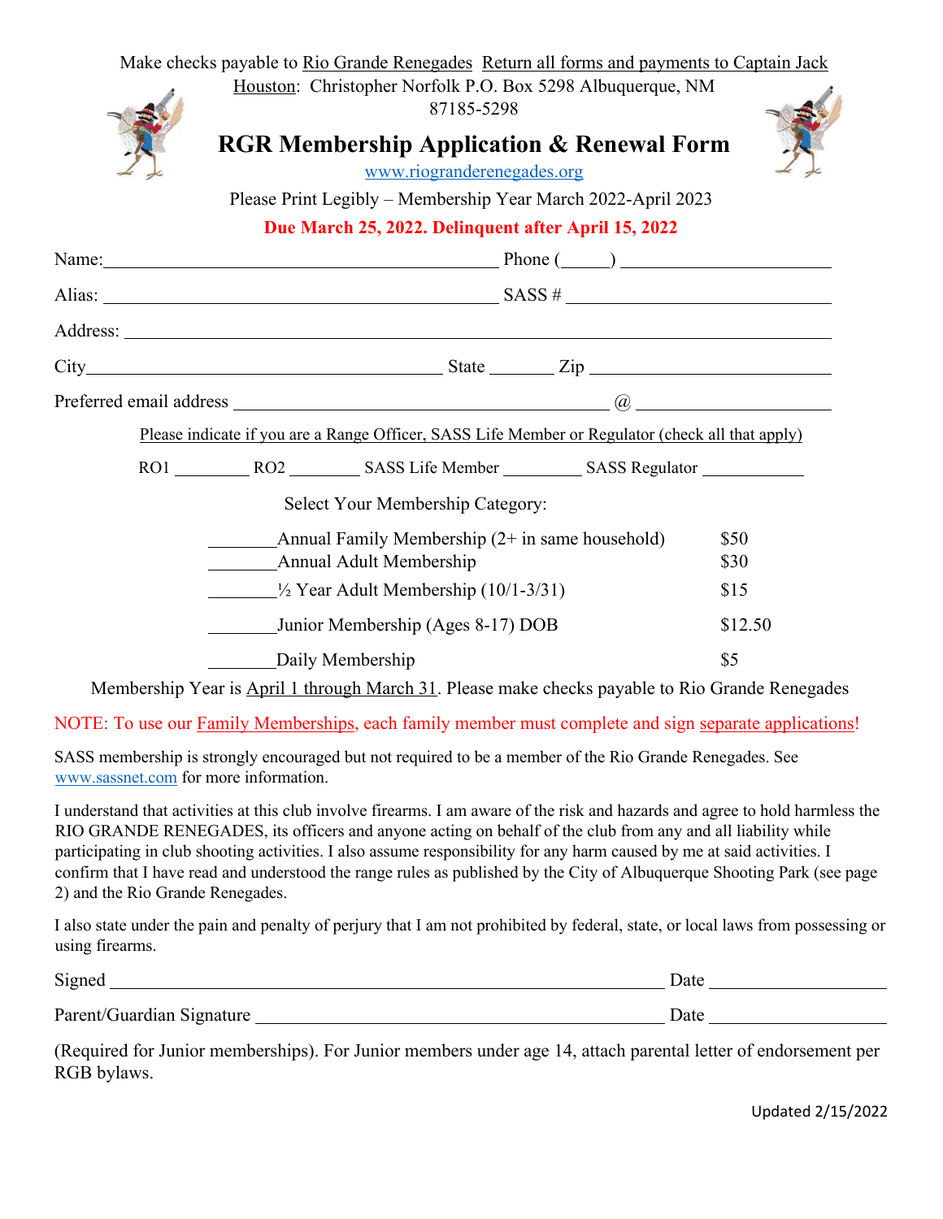Make checks payable to Rio Grande Renegades  Return all forms and payments to Captain Jack Houston: Christopher Norfolk P.O. Box 5298 Albuquerque, NM 87185-5298

# RGR Membership Application & Renewal Form

www.riograndereneggades.org

Please Print Legibly – Membership Year March 2022-April 2023

**Due March 25, 2022. Delinquent after April 15, 2022**

Name:_____________________________________ Phone (_____) ____________________

Alias: _____________________________________ SASS # _________________________

Address: ______________________________________________________________________

City_________________________________ State _______ Zip _________________________

Preferred email address _____________________________________ @ ____________________

Please indicate if you are a Range Officer, SASS Life Member or Regulator (check all that apply)

RO1 ________ RO2 ________ SASS Life Member ________ SASS Regulator ___________

Select Your Membership Category:

| | | |
|---|---|---|
| _______ | Annual Family Membership (2+ in same household) | $50 |
| _______ | Annual Adult Membership | $30 |
| _______ | ½ Year Adult Membership (10/1-3/31) | $15 |
| _______ | Junior Membership (Ages 8-17) DOB | $12.50 |
| _______ | Daily Membership | $5 |

Membership Year is April 1 through March 31. Please make checks payable to Rio Grande Renegades

NOTE: To use our Family Memberships, each family member must complete and sign separate applications!

SASS membership is strongly encouraged but not required to be a member of the Rio Grande Renegades. See www.sassnet.com for more information.

I understand that activities at this club involve firearms. I am aware of the risk and hazards and agree to hold harmless the RIO GRANDE RENEGADES, its officers and anyone acting on behalf of the club from any and all liability while participating in club shooting activities. I also assume responsibility for any harm caused by me at said activities. I confirm that I have read and understood the range rules as published by the City of Albuquerque Shooting Park (see page 2) and the Rio Grande Renegades.

I also state under the pain and penalty of perjury that I am not prohibited by federal, state, or local laws from possessing or using firearms.

Signed ________________________________________________ Date ________________

Parent/Guardian Signature _________________________________ Date ________________

(Required for Junior memberships). For Junior members under age 14, attach parental letter of endorsement per RGB bylaws.

Updated 2/15/2022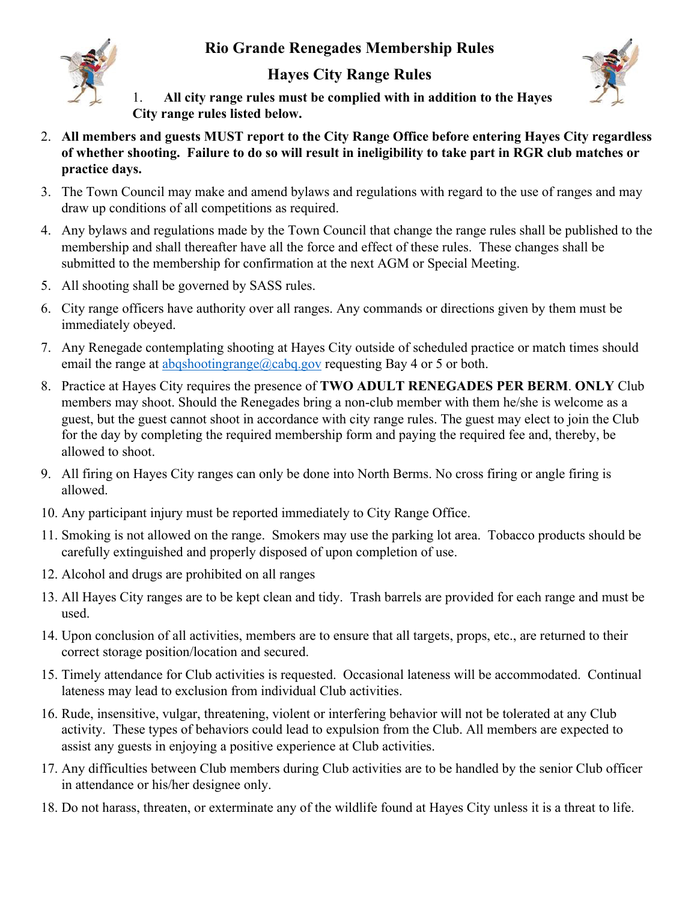# Rio Grande Renegades Membership Rules

## Hayes City Range Rules

1. **All city range rules must be complied with in addition to the Hayes City range rules listed below.**
2. **All members and guests MUST report to the City Range Office before entering Hayes City regardless of whether shooting. Failure to do so will result in ineligibility to take part in RGR club matches or practice days.**
3. The Town Council may make and amend bylaws and regulations with regard to the use of ranges and may draw up conditions of all competitions as required.
4. Any bylaws and regulations made by the Town Council that change the range rules shall be published to the membership and shall thereafter have all the force and effect of these rules. These changes shall be submitted to the membership for confirmation at the next AGM or Special Meeting.
5. All shooting shall be governed by SASS rules.
6. City range officers have authority over all ranges. Any commands or directions given by them must be immediately obeyed.
7. Any Renegade contemplating shooting at Hayes City outside of scheduled practice or match times should email the range at abqshootingrange@cabq.gov requesting Bay 4 or 5 or both.
8. Practice at Hayes City requires the presence of **TWO ADULT RENEGADES PER BERM**. **ONLY** Club members may shoot. Should the Renegades bring a non-club member with them he/she is welcome as a guest, but the guest cannot shoot in accordance with city range rules. The guest may elect to join the Club for the day by completing the required membership form and paying the required fee and, thereby, be allowed to shoot.
9. All firing on Hayes City ranges can only be done into North Berms. No cross firing or angle firing is allowed.
10. Any participant injury must be reported immediately to City Range Office.
11. Smoking is not allowed on the range. Smokers may use the parking lot area. Tobacco products should be carefully extinguished and properly disposed of upon completion of use.
12. Alcohol and drugs are prohibited on all ranges
13. All Hayes City ranges are to be kept clean and tidy. Trash barrels are provided for each range and must be used.
14. Upon conclusion of all activities, members are to ensure that all targets, props, etc., are returned to their correct storage position/location and secured.
15. Timely attendance for Club activities is requested. Occasional lateness will be accommodated. Continual lateness may lead to exclusion from individual Club activities.
16. Rude, insensitive, vulgar, threatening, violent or interfering behavior will not be tolerated at any Club activity. These types of behaviors could lead to expulsion from the Club. All members are expected to assist any guests in enjoying a positive experience at Club activities.
17. Any difficulties between Club members during Club activities are to be handled by the senior Club officer in attendance or his/her designee only.
18. Do not harass, threaten, or exterminate any of the wildlife found at Hayes City unless it is a threat to life.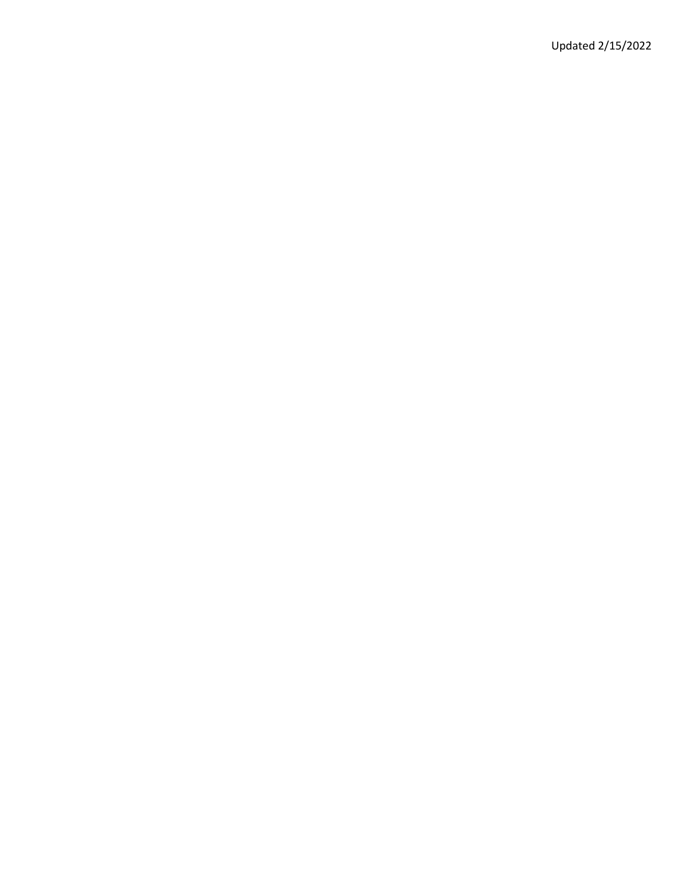Updated 2/15/2022